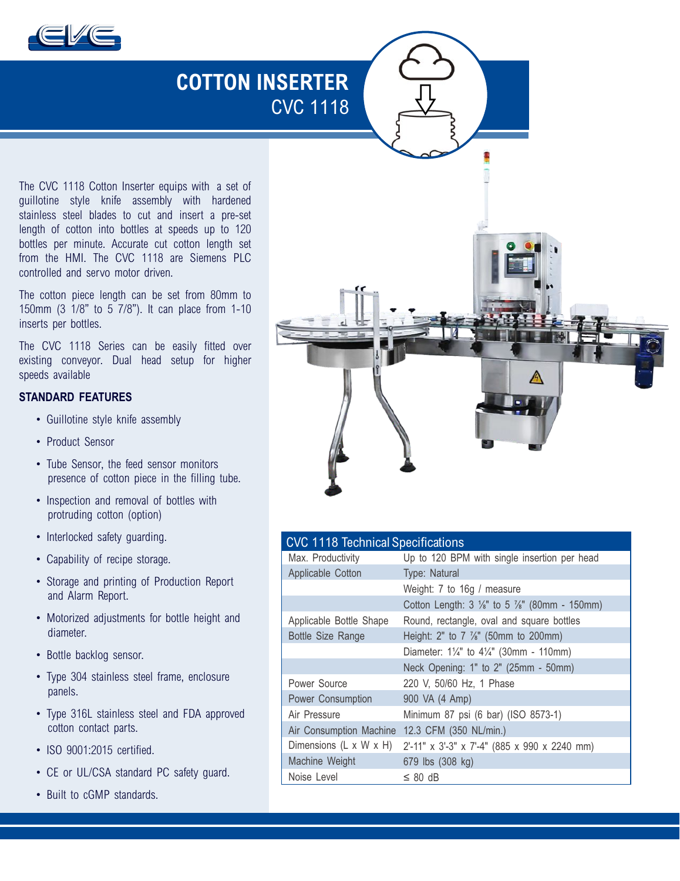# COTTON INSERTER

## CVC 1118

The CVC 1118 Cotton Inserter equips with a set of guillotine style knife assembly with hardened stainless steel blades to cut and insert a pre-set length of cotton into bottles at speeds up to 120 bottles per minute. Accurate cut cotton length set from the HMI. The CVC 1118 are Siemens PLC controlled and servo motor driven.

The cotton piece length can be set from 80mm to 150mm (3 1/8" to 5 7/8"). It can place from 1-10 inserts per bottles.

The CVC 1118 Series can be easily fitted over existing conveyor. Dual head setup for higher speeds available

### STANDARD FEATURES

- Guillotine style knife assembly
- Product Sensor
- Tube Sensor, the feed sensor monitors presence of cotton piece in the filling tube.
- Inspection and removal of bottles with protruding cotton (option)
- Interlocked safety guarding.
- Capability of recipe storage.
- Storage and printing of Production Report and Alarm Report.
- Motorized adjustments for bottle height and diameter.
- Bottle backlog sensor.
- Type 304 stainless steel frame, enclosure panels.
- Type 316L stainless steel and FDA approved cotton contact parts.
- ISO 9001:2015 certified.
- CE or UL/CSA standard PC safety guard.
- Built to cGMP standards.

### CVC 1118 Technical Specifications

| | |
|---|---|
| Max. Productivity | Up to 120 BPM with single insertion per head |
| Applicable Cotton | Type: Natural |
| | Weight: 7 to 16g / measure |
| | Cotton Length: 3 ⅛" to 5 ⅞" (80mm - 150mm) |
| Applicable Bottle Shape | Round, rectangle, oval and square bottles |
| Bottle Size Range | Height: 2" to 7 ⅞" (50mm to 200mm) |
| | Diameter: 1¼" to 4¼" (30mm - 110mm) |
| | Neck Opening: 1" to 2" (25mm - 50mm) |
| Power Source | 220 V, 50/60 Hz, 1 Phase |
| Power Consumption | 900 VA (4 Amp) |
| Air Pressure | Minimum 87 psi (6 bar) (ISO 8573-1) |
| Air Consumption Machine | 12.3 CFM (350 NL/min.) |
| Dimensions (L x W x H) | 2'-11" x 3'-3" x 7'-4" (885 x 990 x 2240 mm) |
| Machine Weight | 679 lbs (308 kg) |
| Noise Level | ≤ 80 dB |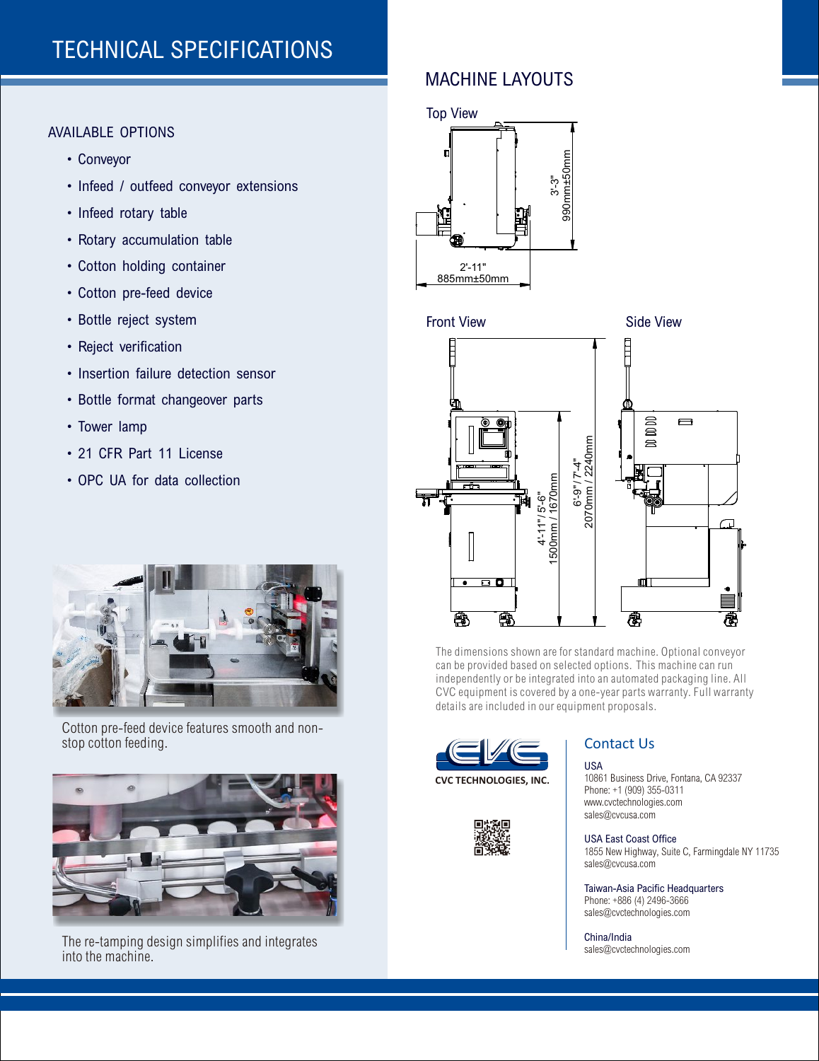# TECHNICAL SPECIFICATIONS

## AVAILABLE OPTIONS

- Conveyor
- Infeed / outfeed conveyor extensions
- Infeed rotary table
- Rotary accumulation table
- Cotton holding container
- Cotton pre-feed device
- Bottle reject system
- Reject verification
- Insertion failure detection sensor
- Bottle format changeover parts
- Tower lamp
- 21 CFR Part 11 License
- OPC UA for data collection

Cotton pre-feed device features smooth and non-stop cotton feeding.

The re-tamping design simplifies and integrates into the machine.

## MACHINE LAYOUTS

Top View

3'-3"
990mm±50mm

2'-11"
885mm±50mm

Front View

Side View

4'-11"/ 5'-6"
1500mm / 1670mm

6'-9" / 7'-4"
2070mm / 2240mm

The dimensions shown are for standard machine. Optional conveyor can be provided based on selected options. This machine can run independently or be integrated into an automated packaging line. All CVC equipment is covered by a one-year parts warranty. Full warranty details are included in our equipment proposals.

CVC TECHNOLOGIES, INC.

## Contact Us

**USA**
10861 Business Drive, Fontana, CA 92337
Phone: +1 (909) 355-0311
www.cvctechnologies.com
sales@cvcusa.com

**USA East Coast Office**
1855 New Highway, Suite C, Farmingdale NY 11735
sales@cvcusa.com

**Taiwan-Asia Pacific Headquarters**
Phone: +886 (4) 2496-3666
sales@cvctechnologies.com

**China/India**
sales@cvctechnologies.com